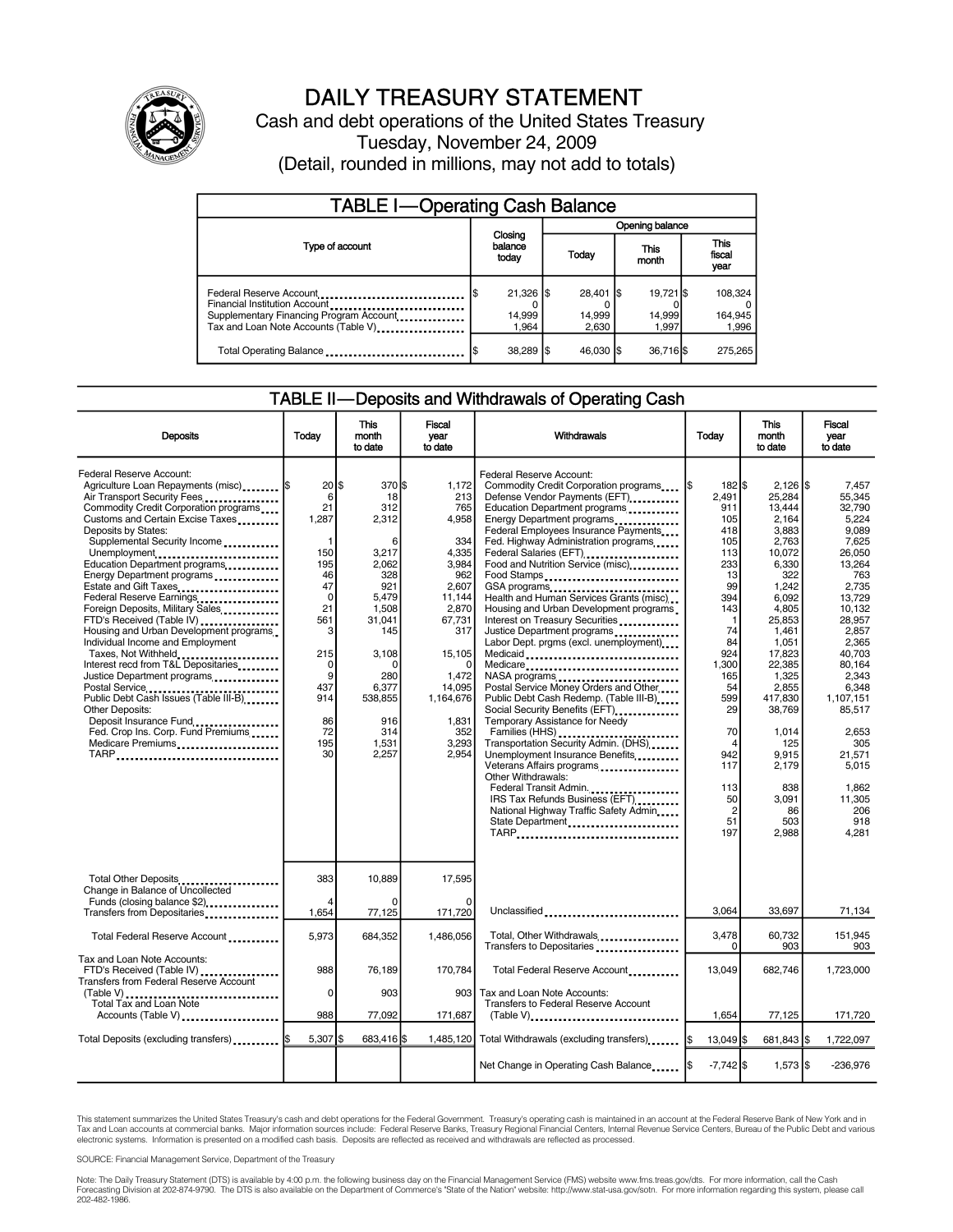# DAILY TREASURY STATEMENT

Cash and debt operations of the United States Treasury

Tuesday, November 24, 2009

(Detail, rounded in millions, may not add to totals)

## TABLE I—Operating Cash Balance

| Type of account | Closing balance today | Opening balance Today | This month | This fiscal year |
|---|---|---|---|---|
| Federal Reserve Account | $ 21,326 | $ 28,401 | $ 19,721 | $ 108,324 |
| Financial Institution Account | 0 | 0 | 0 | 0 |
| Supplementary Financing Program Account | 14,999 | 14,999 | 14,999 | 164,945 |
| Tax and Loan Note Accounts (Table V) | 1,964 | 2,630 | 1,997 | 1,996 |
| Total Operating Balance | $ 38,289 | $ 46,030 | $ 36,716 | $ 275,265 |

## TABLE II—Deposits and Withdrawals of Operating Cash

| Deposits | Today | This month to date | Fiscal year to date |
|---|---|---|---|
| Federal Reserve Account: | | | |
| Agriculture Loan Repayments (misc) | $ 20 | $ 370 | $ 1,172 |
| Air Transport Security Fees | 6 | 18 | 213 |
| Commodity Credit Corporation programs | 21 | 312 | 765 |
| Customs and Certain Excise Taxes | 1,287 | 2,312 | 4,958 |
| Deposits by States: | | | |
| Supplemental Security Income | 1 | 6 | 334 |
| Unemployment | 150 | 3,217 | 4,335 |
| Education Department programs | 195 | 2,062 | 3,984 |
| Energy Department programs | 46 | 328 | 962 |
| Estate and Gift Taxes | 47 | 921 | 2,607 |
| Federal Reserve Earnings | 0 | 5,479 | 11,144 |
| Foreign Deposits, Military Sales | 21 | 1,508 | 2,870 |
| FTD's Received (Table IV) | 561 | 31,041 | 67,731 |
| Housing and Urban Development programs | 3 | 145 | 317 |
| Individual Income and Employment Taxes, Not Withheld | 215 | 3,108 | 15,105 |
| Interest recd from T&L Depositaries | 0 | 0 | 0 |
| Justice Department programs | 9 | 280 | 1,472 |
| Postal Service | 437 | 6,377 | 14,095 |
| Public Debt Cash Issues (Table III-B) | 914 | 538,855 | 1,164,676 |
| Other Deposits: | | | |
| Deposit Insurance Fund | 86 | 916 | 1,831 |
| Fed. Crop Ins. Corp. Fund Premiums | 72 | 314 | 352 |
| Medicare Premiums | 195 | 1,531 | 3,293 |
| TARP | 30 | 2,257 | 2,954 |
| Total Other Deposits | 383 | 10,889 | 17,595 |
| Change in Balance of Uncollected Funds (closing balance $2) | 4 | 0 | 0 |
| Transfers from Depositaries | 1,654 | 77,125 | 171,720 |
| Total Federal Reserve Account | 5,973 | 684,352 | 1,486,056 |
| Tax and Loan Note Accounts: | | | |
| FTD's Received (Table IV) | 988 | 76,189 | 170,784 |
| Transfers from Federal Reserve Account (Table V) | 0 | 903 | 903 |
| Total Tax and Loan Note Accounts (Table V) | 988 | 77,092 | 171,687 |
| Total Deposits (excluding transfers) | $ 5,307 | $ 683,416 | $ 1,485,120 |

| Withdrawals | Today | This month to date | Fiscal year to date |
|---|---|---|---|
| Federal Reserve Account: | | | |
| Commodity Credit Corporation programs | $ 182 | $ 2,126 | $ 7,457 |
| Defense Vendor Payments (EFT) | 2,491 | 25,284 | 55,345 |
| Education Department programs | 911 | 13,444 | 32,790 |
| Energy Department programs | 105 | 2,164 | 5,224 |
| Federal Employees Insurance Payments | 418 | 3,883 | 9,089 |
| Fed. Highway Administration programs | 105 | 2,763 | 7,625 |
| Federal Salaries (EFT) | 113 | 10,072 | 26,050 |
| Food and Nutrition Service (misc) | 233 | 6,330 | 13,264 |
| Food Stamps | 13 | 322 | 763 |
| GSA programs | 99 | 1,242 | 2,735 |
| Health and Human Services Grants (misc) | 394 | 6,092 | 13,729 |
| Housing and Urban Development programs | 143 | 4,805 | 10,132 |
| Interest on Treasury Securities | 1 | 25,853 | 28,957 |
| Justice Department programs | 74 | 1,461 | 2,857 |
| Labor Dept. prgms (excl. unemployment) | 84 | 1,051 | 2,365 |
| Medicaid | 924 | 17,823 | 40,703 |
| Medicare | 1,300 | 22,385 | 80,164 |
| NASA programs | 165 | 1,325 | 2,343 |
| Postal Service Money Orders and Other | 54 | 2,855 | 6,348 |
| Public Debt Cash Redemp. (Table III-B) | 599 | 417,830 | 1,107,151 |
| Social Security Benefits (EFT) | 29 | 38,769 | 85,517 |
| Temporary Assistance for Needy Families (HHS) | 70 | 1,014 | 2,653 |
| Transportation Security Admin. (DHS) | 4 | 125 | 305 |
| Unemployment Insurance Benefits | 942 | 9,915 | 21,571 |
| Veterans Affairs programs | 117 | 2,179 | 5,015 |
| Other Withdrawals: | | | |
| Federal Transit Admin. | 113 | 838 | 1,862 |
| IRS Tax Refunds Business (EFT) | 50 | 3,091 | 11,305 |
| National Highway Traffic Safety Admin | 2 | 86 | 206 |
| State Department | 51 | 503 | 918 |
| TARP | 197 | 2,988 | 4,281 |
| Unclassified | 3,064 | 33,697 | 71,134 |
| Total, Other Withdrawals | 3,478 | 60,732 | 151,945 |
| Transfers to Depositaries | 0 | 903 | 903 |
| Total Federal Reserve Account | 13,049 | 682,746 | 1,723,000 |
| Tax and Loan Note Accounts: | | | |
| Transfers to Federal Reserve Account (Table V) | 1,654 | 77,125 | 171,720 |
| Total Withdrawals (excluding transfers) | $ 13,049 | $ 681,843 | $ 1,722,097 |
| Net Change in Operating Cash Balance | $ -7,742 | $ 1,573 | $ -236,976 |

This statement summarizes the United States Treasury's cash and debt operations for the Federal Government. Treasury's operating cash is maintained in an account at the Federal Reserve Bank of New York and in Tax and Loan accounts at commercial banks. Major information sources include: Federal Reserve Banks, Treasury Regional Financial Centers, Internal Revenue Service Centers, Bureau of the Public Debt and various electronic systems. Information is presented on a modified cash basis. Deposits are reflected as received and withdrawals are reflected as processed.

SOURCE: Financial Management Service, Department of the Treasury

Note: The Daily Treasury Statement (DTS) is available by 4:00 p.m. the following business day on the Financial Management Service (FMS) website www.fms.treas.gov/dts. For more information, call the Cash Forecasting Division at 202-874-9790. The DTS is also available on the Department of Commerce's "State of the Nation" website: http://www.stat-usa.gov/sotn. For more information regarding this system, please call 202-482-1986.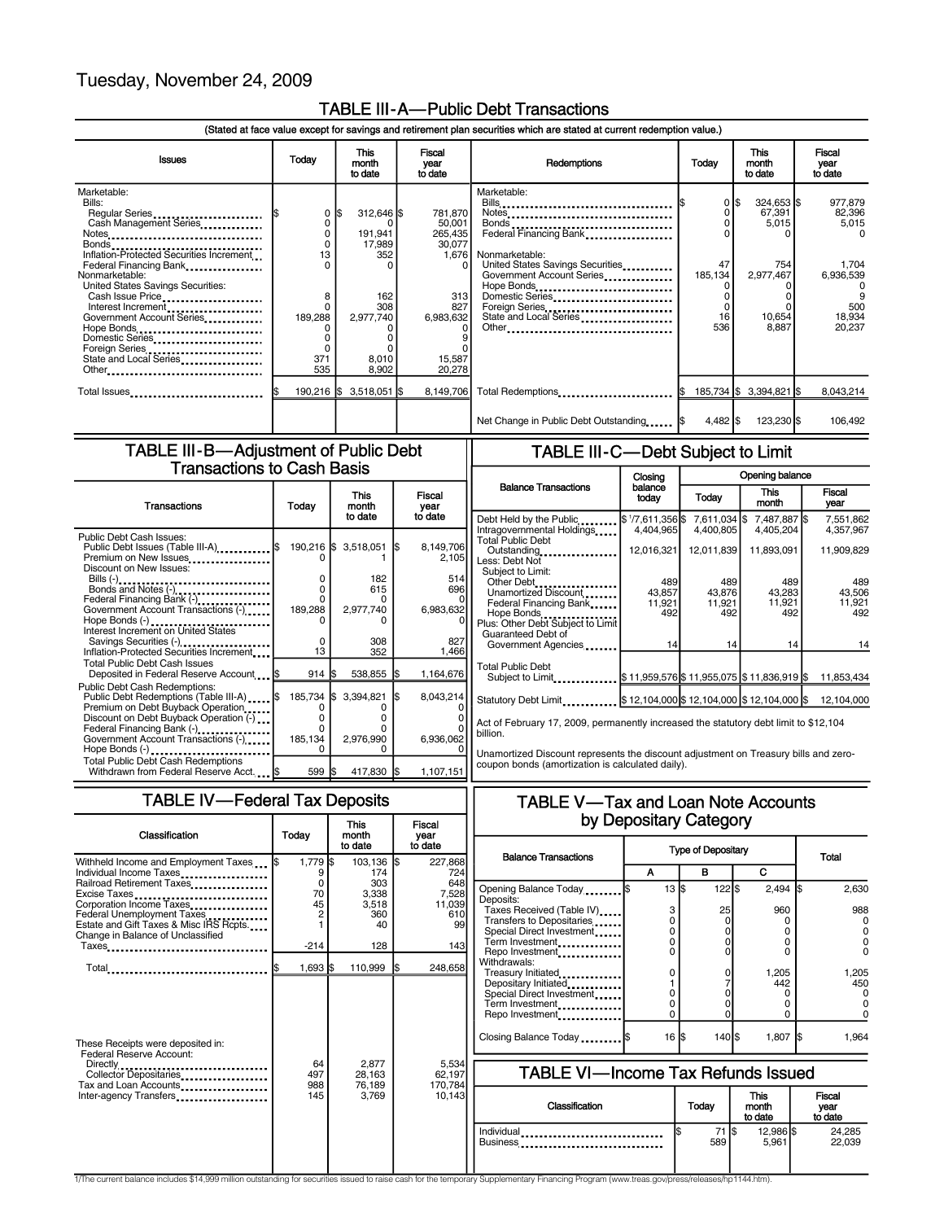Tuesday, November 24, 2009

## TABLE III-A—Public Debt Transactions

(Stated at face value except for savings and retirement plan securities which are stated at current redemption value.)

| Issues | Today | This month to date | Fiscal year to date |
|---|---|---|---|
| Marketable: | | | |
| Bills: | | | |
| Regular Series | $ 0 | $ 312,646 | $ 781,870 |
| Cash Management Series | 0 | 0 | 50,001 |
| Notes | 0 | 191,941 | 265,435 |
| Bonds | 0 | 17,989 | 30,077 |
| Inflation-Protected Securities Increment | 13 | 352 | 1,676 |
| Federal Financing Bank | 0 | 0 | 0 |
| Nonmarketable: | | | |
| United States Savings Securities: | | | |
| Cash Issue Price | 8 | 162 | 313 |
| Interest Increment | 0 | 308 | 827 |
| Government Account Series | 189,288 | 2,977,740 | 6,983,632 |
| Hope Bonds | 0 | 0 | 0 |
| Domestic Series | 0 | 0 | 9 |
| Foreign Series | 0 | 0 | 0 |
| State and Local Series | 371 | 8,010 | 15,587 |
| Other | 535 | 8,902 | 20,278 |
| Total Issues | $ 190,216 | $ 3,518,051 | $ 8,149,706 |

| Redemptions | Today | This month to date | Fiscal year to date |
|---|---|---|---|
| Marketable: | | | |
| Bills | $ 0 | $ 324,653 | $ 977,879 |
| Notes | 0 | 67,391 | 82,396 |
| Bonds | 0 | 5,015 | 5,015 |
| Federal Financing Bank | 0 | 0 | 0 |
| Nonmarketable: | | | |
| United States Savings Securities | 47 | 754 | 1,704 |
| Government Account Series | 185,134 | 2,977,467 | 6,936,539 |
| Hope Bonds | 0 | 0 | 0 |
| Domestic Series | 0 | 0 | 9 |
| Foreign Series | 0 | 0 | 500 |
| State and Local Series | 16 | 10,654 | 18,934 |
| Other | 536 | 8,887 | 20,237 |
| Total Redemptions | $ 185,734 | $ 3,394,821 | $ 8,043,214 |
| Net Change in Public Debt Outstanding | $ 4,482 | $ 123,230 | $ 106,492 |

## TABLE III-B—Adjustment of Public Debt Transactions to Cash Basis

| Transactions | Today | This month to date | Fiscal year to date |
|---|---|---|---|
| Public Debt Cash Issues: | | | |
| Public Debt Issues (Table III-A) | $ 190,216 | $ 3,518,051 | $ 8,149,706 |
| Premium on New Issues | 0 | 1 | 2,105 |
| Discount on New Issues: | | | |
| Bills (-) | 0 | 182 | 514 |
| Bonds and Notes (-) | 0 | 615 | 696 |
| Federal Financing Bank (-) | 0 | 0 | 0 |
| Government Account Transactions (-) | 189,288 | 2,977,740 | 6,983,632 |
| Hope Bonds (-) | 0 | 0 | 0 |
| Interest Increment on United States Savings Securities (-) | 0 | 308 | 827 |
| Inflation-Protected Securities Increment | 13 | 352 | 1,466 |
| Total Public Debt Cash Issues Deposited in Federal Reserve Account | $ 914 | $ 538,855 | $ 1,164,676 |
| Public Debt Cash Redemptions: | | | |
| Public Debt Redemptions (Table III-A) | $ 185,734 | $ 3,394,821 | $ 8,043,214 |
| Premium on Debt Buyback Operation | 0 | 0 | 0 |
| Discount on Debt Buyback Operation (-) | 0 | 0 | 0 |
| Federal Financing Bank (-) | 0 | 0 | 0 |
| Government Account Transactions (-) | 185,134 | 2,976,990 | 6,936,062 |
| Hope Bonds (-) | 0 | 0 | 0 |
| Total Public Debt Cash Redemptions Withdrawn from Federal Reserve Acct. | $ 599 | $ 417,830 | $ 1,107,151 |

## TABLE III-C—Debt Subject to Limit

| Balance Transactions | Closing balance today | Opening balance Today | Opening balance This month | Opening balance Fiscal year |
|---|---|---|---|---|
| Debt Held by the Public | $ [1]7,611,356 | $ 7,611,034 | $ 7,487,887 | $ 7,551,862 |
| Intragovernmental Holdings | 4,404,965 | 4,400,805 | 4,405,204 | 4,357,967 |
| Total Public Debt Outstanding | 12,016,321 | 12,011,839 | 11,893,091 | 11,909,829 |
| Less: Debt Not Subject to Limit: | | | | |
| Other Debt | 489 | 489 | 489 | 489 |
| Unamortized Discount | 43,857 | 43,876 | 43,283 | 43,506 |
| Federal Financing Bank | 11,921 | 11,921 | 11,921 | 11,921 |
| Hope Bonds | 492 | 492 | 492 | 492 |
| Plus: Other Debt Subject to Limit Guaranteed Debt of Government Agencies | 14 | 14 | 14 | 14 |
| Total Public Debt Subject to Limit | $ 11,959,576 | $ 11,955,075 | $ 11,836,919 | $ 11,853,434 |
| Statutory Debt Limit | $ 12,104,000 | $ 12,104,000 | $ 12,104,000 | $ 12,104,000 |

Act of February 17, 2009, permanently increased the statutory debt limit to $12,104 billion.

Unamortized Discount represents the discount adjustment on Treasury bills and zero-coupon bonds (amortization is calculated daily).

## TABLE IV—Federal Tax Deposits

| Classification | Today | This month to date | Fiscal year to date |
|---|---|---|---|
| Withheld Income and Employment Taxes | $ 1,779 | $ 103,136 | $ 227,868 |
| Individual Income Taxes | 9 | 174 | 724 |
| Railroad Retirement Taxes | 0 | 303 | 648 |
| Excise Taxes | 70 | 3,338 | 7,528 |
| Corporation Income Taxes | 45 | 3,518 | 11,039 |
| Federal Unemployment Taxes | 2 | 360 | 610 |
| Estate and Gift Taxes & Misc IRS Rcpts. | 1 | 40 | 99 |
| Change in Balance of Unclassified Taxes | -214 | 128 | 143 |
| Total | $ 1,693 | $ 110,999 | $ 248,658 |
| These Receipts were deposited in: | | | |
| Federal Reserve Account: | | | |
| Directly | 64 | 2,877 | 5,534 |
| Collector Depositaries | 497 | 28,163 | 62,197 |
| Tax and Loan Accounts | 988 | 76,189 | 170,784 |
| Inter-agency Transfers | 145 | 3,769 | 10,143 |

## TABLE V—Tax and Loan Note Accounts by Depositary Category

| Balance Transactions | Type of Depositary A | B | C | Total |
|---|---|---|---|---|
| Opening Balance Today | $ 13 | $ 122 | $ 2,494 | $ 2,630 |
| Deposits: | | | | |
| Taxes Received (Table IV) | 3 | 25 | 960 | 988 |
| Transfers to Depositaries | 0 | 0 | 0 | 0 |
| Special Direct Investment | 0 | 0 | 0 | 0 |
| Term Investment | 0 | 0 | 0 | 0 |
| Repo Investment | 0 | 0 | 0 | 0 |
| Withdrawals: | | | | |
| Treasury Initiated | 0 | 0 | 1,205 | 1,205 |
| Depositary Initiated | 1 | 7 | 442 | 450 |
| Special Direct Investment | 0 | 0 | 0 | 0 |
| Term Investment | 0 | 0 | 0 | 0 |
| Repo Investment | 0 | 0 | 0 | 0 |
| Closing Balance Today | $ 16 | $ 140 | $ 1,807 | $ 1,964 |

## TABLE VI—Income Tax Refunds Issued

| Classification | Today | This month to date | Fiscal year to date |
|---|---|---|---|
| Individual | $ 71 | $ 12,986 | $ 24,285 |
| Business | 589 | 5,961 | 22,039 |

[1]/The current balance includes $14,999 million outstanding for securities issued to raise cash for the temporary Supplementary Financing Program (www.treas.gov/press/releases/hp1144.htm).